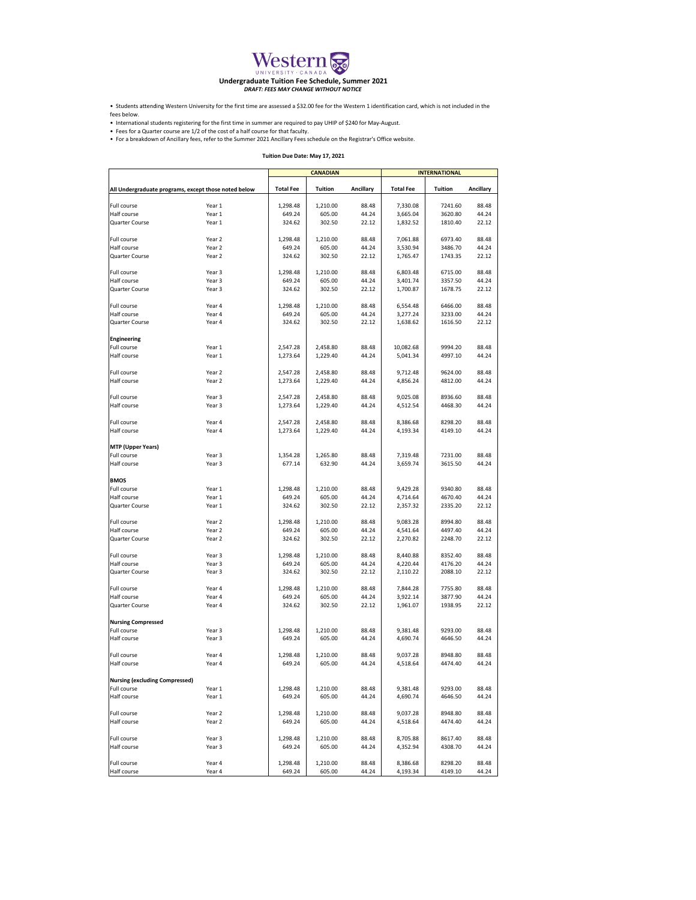# Western University · Canada

## Undergraduate Tuition Fee Schedule, Summer 2021

***DRAFT: FEES MAY CHANGE WITHOUT NOTICE***

- Students attending Western University for the first time are assessed a $32.00 fee for the Western 1 identification card, which is not included in the fees below.
- International students registering for the first time in summer are required to pay UHIP of $240 for May-August.
- Fees for a Quarter course are 1/2 of the cost of a half course for that faculty.
- For a breakdown of Ancillary fees, refer to the Summer 2021 Ancillary Fees schedule on the Registrar's Office website.

**Tuition Due Date: May 17, 2021**

| | | CANADIAN | | | INTERNATIONAL | | |
|---|---|---|---|---|---|---|---|
| **All Undergraduate programs, except those noted below** | | **Total Fee** | **Tuition** | **Ancillary** | **Total Fee** | **Tuition** | **Ancillary** |
| Full course | Year 1 | 1,298.48 | 1,210.00 | 88.48 | 7,330.08 | 7241.60 | 88.48 |
| Half course | Year 1 | 649.24 | 605.00 | 44.24 | 3,665.04 | 3620.80 | 44.24 |
| Quarter Course | Year 1 | 324.62 | 302.50 | 22.12 | 1,832.52 | 1810.40 | 22.12 |
| Full course | Year 2 | 1,298.48 | 1,210.00 | 88.48 | 7,061.88 | 6973.40 | 88.48 |
| Half course | Year 2 | 649.24 | 605.00 | 44.24 | 3,530.94 | 3486.70 | 44.24 |
| Quarter Course | Year 2 | 324.62 | 302.50 | 22.12 | 1,765.47 | 1743.35 | 22.12 |
| Full course | Year 3 | 1,298.48 | 1,210.00 | 88.48 | 6,803.48 | 6715.00 | 88.48 |
| Half course | Year 3 | 649.24 | 605.00 | 44.24 | 3,401.74 | 3357.50 | 44.24 |
| Quarter Course | Year 3 | 324.62 | 302.50 | 22.12 | 1,700.87 | 1678.75 | 22.12 |
| Full course | Year 4 | 1,298.48 | 1,210.00 | 88.48 | 6,554.48 | 6466.00 | 88.48 |
| Half course | Year 4 | 649.24 | 605.00 | 44.24 | 3,277.24 | 3233.00 | 44.24 |
| Quarter Course | Year 4 | 324.62 | 302.50 | 22.12 | 1,638.62 | 1616.50 | 22.12 |
| **Engineering** | | | | | | | |
| Full course | Year 1 | 2,547.28 | 2,458.80 | 88.48 | 10,082.68 | 9994.20 | 88.48 |
| Half course | Year 1 | 1,273.64 | 1,229.40 | 44.24 | 5,041.34 | 4997.10 | 44.24 |
| Full course | Year 2 | 2,547.28 | 2,458.80 | 88.48 | 9,712.48 | 9624.00 | 88.48 |
| Half course | Year 2 | 1,273.64 | 1,229.40 | 44.24 | 4,856.24 | 4812.00 | 44.24 |
| Full course | Year 3 | 2,547.28 | 2,458.80 | 88.48 | 9,025.08 | 8936.60 | 88.48 |
| Half course | Year 3 | 1,273.64 | 1,229.40 | 44.24 | 4,512.54 | 4468.30 | 44.24 |
| Full course | Year 4 | 2,547.28 | 2,458.80 | 88.48 | 8,386.68 | 8298.20 | 88.48 |
| Half course | Year 4 | 1,273.64 | 1,229.40 | 44.24 | 4,193.34 | 4149.10 | 44.24 |
| **MTP (Upper Years)** | | | | | | | |
| Full course | Year 3 | 1,354.28 | 1,265.80 | 88.48 | 7,319.48 | 7231.00 | 88.48 |
| Half course | Year 3 | 677.14 | 632.90 | 44.24 | 3,659.74 | 3615.50 | 44.24 |
| **BMOS** | | | | | | | |
| Full course | Year 1 | 1,298.48 | 1,210.00 | 88.48 | 9,429.28 | 9340.80 | 88.48 |
| Half course | Year 1 | 649.24 | 605.00 | 44.24 | 4,714.64 | 4670.40 | 44.24 |
| Quarter Course | Year 1 | 324.62 | 302.50 | 22.12 | 2,357.32 | 2335.20 | 22.12 |
| Full course | Year 2 | 1,298.48 | 1,210.00 | 88.48 | 9,083.28 | 8994.80 | 88.48 |
| Half course | Year 2 | 649.24 | 605.00 | 44.24 | 4,541.64 | 4497.40 | 44.24 |
| Quarter Course | Year 2 | 324.62 | 302.50 | 22.12 | 2,270.82 | 2248.70 | 22.12 |
| Full course | Year 3 | 1,298.48 | 1,210.00 | 88.48 | 8,440.88 | 8352.40 | 88.48 |
| Half course | Year 3 | 649.24 | 605.00 | 44.24 | 4,220.44 | 4176.20 | 44.24 |
| Quarter Course | Year 3 | 324.62 | 302.50 | 22.12 | 2,110.22 | 2088.10 | 22.12 |
| Full course | Year 4 | 1,298.48 | 1,210.00 | 88.48 | 7,844.28 | 7755.80 | 88.48 |
| Half course | Year 4 | 649.24 | 605.00 | 44.24 | 3,922.14 | 3877.90 | 44.24 |
| Quarter Course | Year 4 | 324.62 | 302.50 | 22.12 | 1,961.07 | 1938.95 | 22.12 |
| **Nursing Compressed** | | | | | | | |
| Full course | Year 3 | 1,298.48 | 1,210.00 | 88.48 | 9,381.48 | 9293.00 | 88.48 |
| Half course | Year 3 | 649.24 | 605.00 | 44.24 | 4,690.74 | 4646.50 | 44.24 |
| Full course | Year 4 | 1,298.48 | 1,210.00 | 88.48 | 9,037.28 | 8948.80 | 88.48 |
| Half course | Year 4 | 649.24 | 605.00 | 44.24 | 4,518.64 | 4474.40 | 44.24 |
| **Nursing (excluding Compressed)** | | | | | | | |
| Full course | Year 1 | 1,298.48 | 1,210.00 | 88.48 | 9,381.48 | 9293.00 | 88.48 |
| Half course | Year 1 | 649.24 | 605.00 | 44.24 | 4,690.74 | 4646.50 | 44.24 |
| Full course | Year 2 | 1,298.48 | 1,210.00 | 88.48 | 9,037.28 | 8948.80 | 88.48 |
| Half course | Year 2 | 649.24 | 605.00 | 44.24 | 4,518.64 | 4474.40 | 44.24 |
| Full course | Year 3 | 1,298.48 | 1,210.00 | 88.48 | 8,705.88 | 8617.40 | 88.48 |
| Half course | Year 3 | 649.24 | 605.00 | 44.24 | 4,352.94 | 4308.70 | 44.24 |
| Full course | Year 4 | 1,298.48 | 1,210.00 | 88.48 | 8,386.68 | 8298.20 | 88.48 |
| Half course | Year 4 | 649.24 | 605.00 | 44.24 | 4,193.34 | 4149.10 | 44.24 |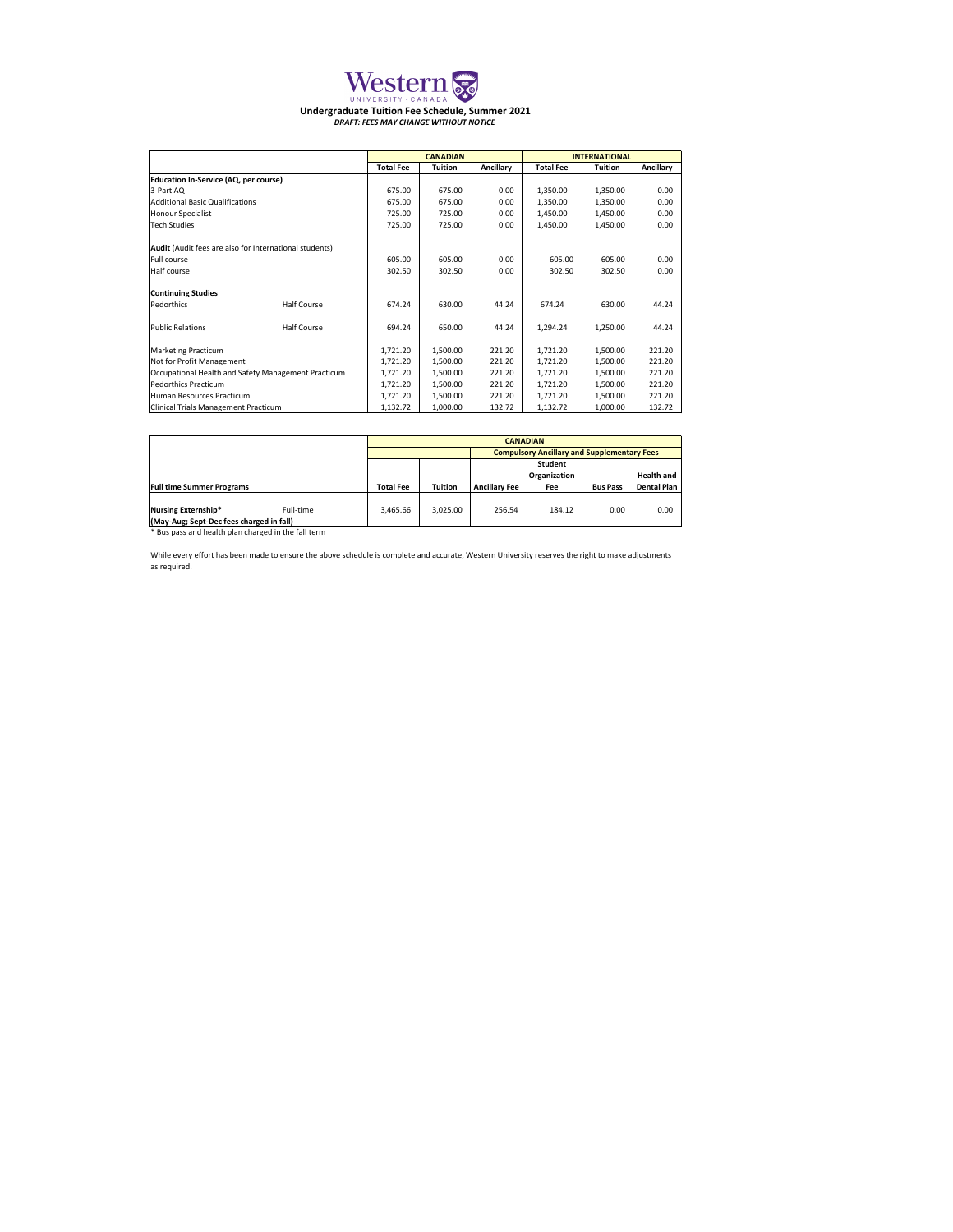Western UNIVERSITY · CANADA

**Undergraduate Tuition Fee Schedule, Summer 2021**

***DRAFT: FEES MAY CHANGE WITHOUT NOTICE***

| | | CANADIAN | | | INTERNATIONAL | | |
|---|---|---|---|---|---|---|---|
| | | Total Fee | Tuition | Ancillary | Total Fee | Tuition | Ancillary |
| **Education In-Service (AQ, per course)** | | | | | | | |
| 3-Part AQ | | 675.00 | 675.00 | 0.00 | 1,350.00 | 1,350.00 | 0.00 |
| Additional Basic Qualifications | | 675.00 | 675.00 | 0.00 | 1,350.00 | 1,350.00 | 0.00 |
| Honour Specialist | | 725.00 | 725.00 | 0.00 | 1,450.00 | 1,450.00 | 0.00 |
| Tech Studies | | 725.00 | 725.00 | 0.00 | 1,450.00 | 1,450.00 | 0.00 |
| **Audit** (Audit fees are also for International students) | | | | | | | |
| Full course | | 605.00 | 605.00 | 0.00 | 605.00 | 605.00 | 0.00 |
| Half course | | 302.50 | 302.50 | 0.00 | 302.50 | 302.50 | 0.00 |
| **Continuing Studies** | | | | | | | |
| Pedorthics | Half Course | 674.24 | 630.00 | 44.24 | 674.24 | 630.00 | 44.24 |
| Public Relations | Half Course | 694.24 | 650.00 | 44.24 | 1,294.24 | 1,250.00 | 44.24 |
| Marketing Practicum | | 1,721.20 | 1,500.00 | 221.20 | 1,721.20 | 1,500.00 | 221.20 |
| Not for Profit Management | | 1,721.20 | 1,500.00 | 221.20 | 1,721.20 | 1,500.00 | 221.20 |
| Occupational Health and Safety Management Practicum | | 1,721.20 | 1,500.00 | 221.20 | 1,721.20 | 1,500.00 | 221.20 |
| Pedorthics Practicum | | 1,721.20 | 1,500.00 | 221.20 | 1,721.20 | 1,500.00 | 221.20 |
| Human Resources Practicum | | 1,721.20 | 1,500.00 | 221.20 | 1,721.20 | 1,500.00 | 221.20 |
| Clinical Trials Management Practicum | | 1,132.72 | 1,000.00 | 132.72 | 1,132.72 | 1,000.00 | 132.72 |

| | | CANADIAN | | | | | |
|---|---|---|---|---|---|---|---|
| | | | | Compulsory Ancillary and Supplementary Fees | | | |
| **Full time Summer Programs** | | Total Fee | Tuition | Ancillary Fee | Student Organization Fee | Bus Pass | Health and Dental Plan |
| **Nursing Externship*** **(May-Aug; Sept-Dec fees charged in fall)** | Full-time | 3,465.66 | 3,025.00 | 256.54 | 184.12 | 0.00 | 0.00 |

\* Bus pass and health plan charged in the fall term

While every effort has been made to ensure the above schedule is complete and accurate, Western University reserves the right to make adjustments as required.